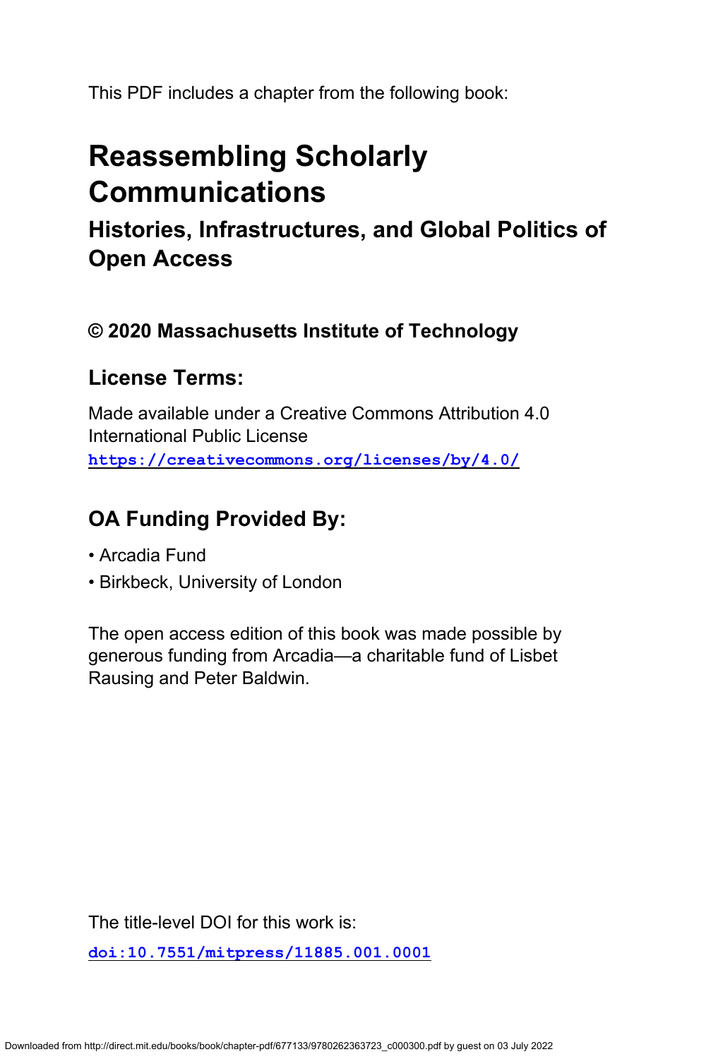This PDF includes a chapter from the following book:

# Reassembling Scholarly Communications

## Histories, Infrastructures, and Global Politics of Open Access

### © 2020 Massachusetts Institute of Technology

### License Terms:

Made available under a Creative Commons Attribution 4.0 International Public License
https://creativecommons.org/licenses/by/4.0/

### OA Funding Provided By:

- Arcadia Fund
- Birkbeck, University of London

The open access edition of this book was made possible by generous funding from Arcadia—a charitable fund of Lisbet Rausing and Peter Baldwin.

The title-level DOI for this work is:

doi:10.7551/mitpress/11885.001.0001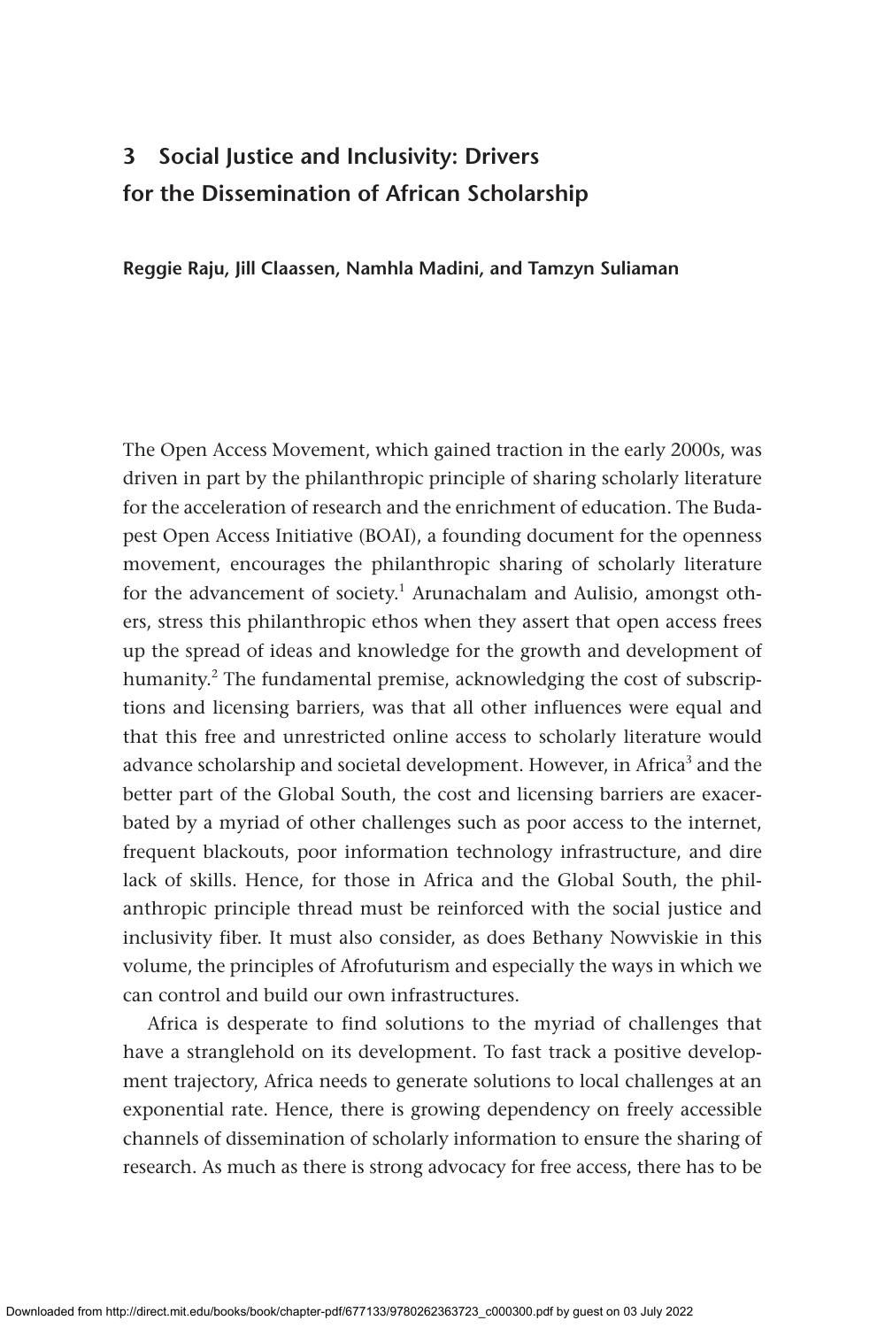# 3 Social Justice and Inclusivity: Drivers for the Dissemination of African Scholarship

**Reggie Raju, Jill Claassen, Namhla Madini, and Tamzyn Suliaman**

The Open Access Movement, which gained traction in the early 2000s, was driven in part by the philanthropic principle of sharing scholarly literature for the acceleration of research and the enrichment of education. The Budapest Open Access Initiative (BOAI), a founding document for the openness movement, encourages the philanthropic sharing of scholarly literature for the advancement of society.[1] Arunachalam and Aulisio, amongst others, stress this philanthropic ethos when they assert that open access frees up the spread of ideas and knowledge for the growth and development of humanity.[2] The fundamental premise, acknowledging the cost of subscriptions and licensing barriers, was that all other influences were equal and that this free and unrestricted online access to scholarly literature would advance scholarship and societal development. However, in Africa[3] and the better part of the Global South, the cost and licensing barriers are exacerbated by a myriad of other challenges such as poor access to the internet, frequent blackouts, poor information technology infrastructure, and dire lack of skills. Hence, for those in Africa and the Global South, the philanthropic principle thread must be reinforced with the social justice and inclusivity fiber. It must also consider, as does Bethany Nowviskie in this volume, the principles of Afrofuturism and especially the ways in which we can control and build our own infrastructures.

Africa is desperate to find solutions to the myriad of challenges that have a stranglehold on its development. To fast track a positive development trajectory, Africa needs to generate solutions to local challenges at an exponential rate. Hence, there is growing dependency on freely accessible channels of dissemination of scholarly information to ensure the sharing of research. As much as there is strong advocacy for free access, there has to be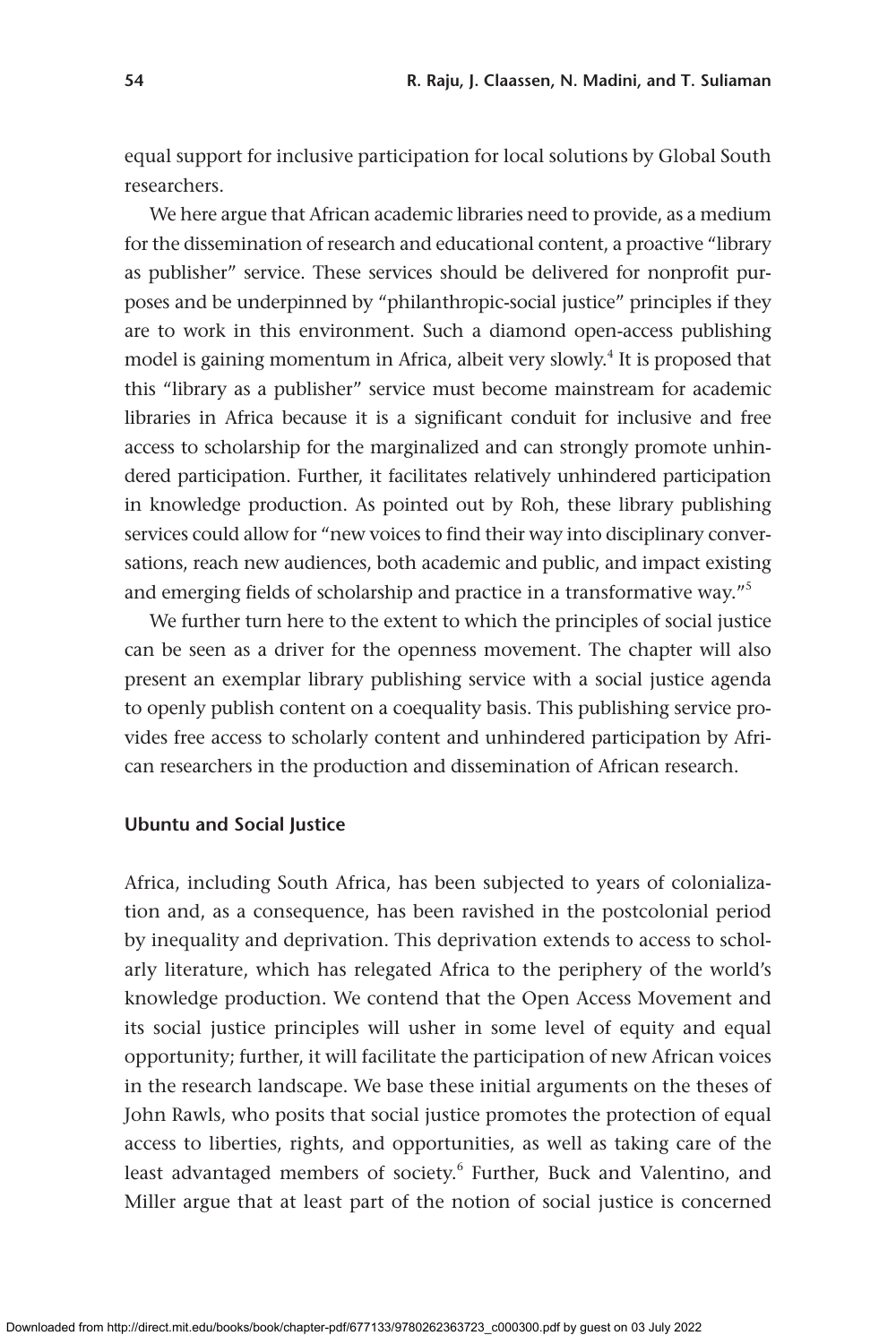equal support for inclusive participation for local solutions by Global South researchers.

We here argue that African academic libraries need to provide, as a medium for the dissemination of research and educational content, a proactive "library as publisher" service. These services should be delivered for nonprofit purposes and be underpinned by "philanthropic-social justice" principles if they are to work in this environment. Such a diamond open-access publishing model is gaining momentum in Africa, albeit very slowly.[4] It is proposed that this "library as a publisher" service must become mainstream for academic libraries in Africa because it is a significant conduit for inclusive and free access to scholarship for the marginalized and can strongly promote unhindered participation. Further, it facilitates relatively unhindered participation in knowledge production. As pointed out by Roh, these library publishing services could allow for "new voices to find their way into disciplinary conversations, reach new audiences, both academic and public, and impact existing and emerging fields of scholarship and practice in a transformative way."[5]

We further turn here to the extent to which the principles of social justice can be seen as a driver for the openness movement. The chapter will also present an exemplar library publishing service with a social justice agenda to openly publish content on a coequality basis. This publishing service provides free access to scholarly content and unhindered participation by African researchers in the production and dissemination of African research.

### Ubuntu and Social Justice

Africa, including South Africa, has been subjected to years of colonialization and, as a consequence, has been ravished in the postcolonial period by inequality and deprivation. This deprivation extends to access to scholarly literature, which has relegated Africa to the periphery of the world's knowledge production. We contend that the Open Access Movement and its social justice principles will usher in some level of equity and equal opportunity; further, it will facilitate the participation of new African voices in the research landscape. We base these initial arguments on the theses of John Rawls, who posits that social justice promotes the protection of equal access to liberties, rights, and opportunities, as well as taking care of the least advantaged members of society.[6] Further, Buck and Valentino, and Miller argue that at least part of the notion of social justice is concerned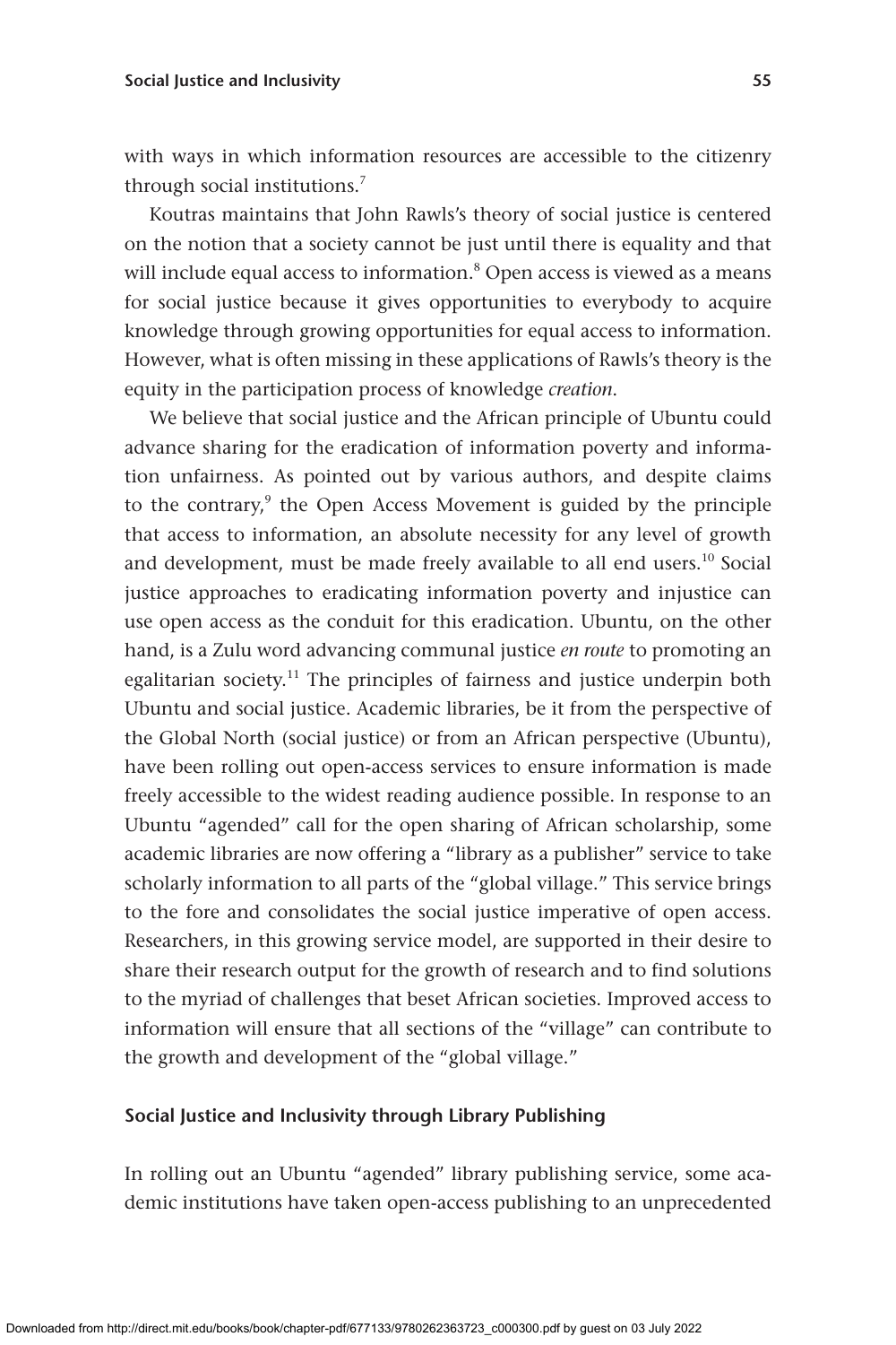with ways in which information resources are accessible to the citizenry through social institutions.[7]

Koutras maintains that John Rawls's theory of social justice is centered on the notion that a society cannot be just until there is equality and that will include equal access to information.[8] Open access is viewed as a means for social justice because it gives opportunities to everybody to acquire knowledge through growing opportunities for equal access to information. However, what is often missing in these applications of Rawls's theory is the equity in the participation process of knowledge *creation*.

We believe that social justice and the African principle of Ubuntu could advance sharing for the eradication of information poverty and information unfairness. As pointed out by various authors, and despite claims to the contrary,[9] the Open Access Movement is guided by the principle that access to information, an absolute necessity for any level of growth and development, must be made freely available to all end users.[10] Social justice approaches to eradicating information poverty and injustice can use open access as the conduit for this eradication. Ubuntu, on the other hand, is a Zulu word advancing communal justice *en route* to promoting an egalitarian society.[11] The principles of fairness and justice underpin both Ubuntu and social justice. Academic libraries, be it from the perspective of the Global North (social justice) or from an African perspective (Ubuntu), have been rolling out open-access services to ensure information is made freely accessible to the widest reading audience possible. In response to an Ubuntu "agended" call for the open sharing of African scholarship, some academic libraries are now offering a "library as a publisher" service to take scholarly information to all parts of the "global village." This service brings to the fore and consolidates the social justice imperative of open access. Researchers, in this growing service model, are supported in their desire to share their research output for the growth of research and to find solutions to the myriad of challenges that beset African societies. Improved access to information will ensure that all sections of the "village" can contribute to the growth and development of the "global village."

## Social Justice and Inclusivity through Library Publishing

In rolling out an Ubuntu "agended" library publishing service, some academic institutions have taken open-access publishing to an unprecedented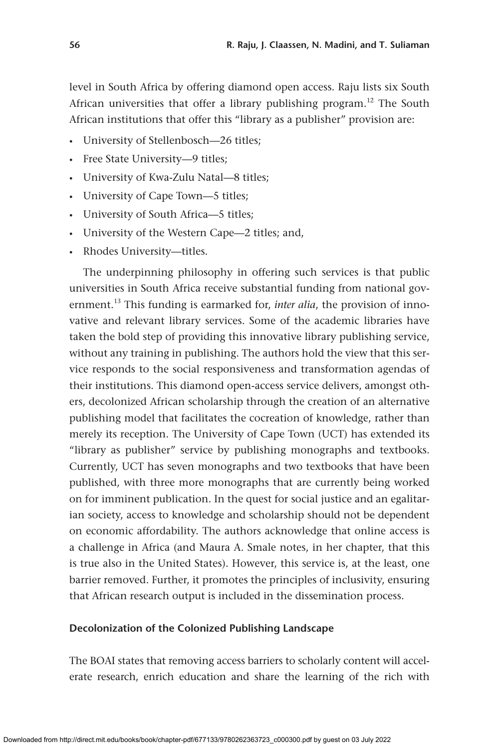level in South Africa by offering diamond open access. Raju lists six South African universities that offer a library publishing program.[12] The South African institutions that offer this "library as a publisher" provision are:

- University of Stellenbosch—26 titles;
- Free State University—9 titles;
- University of Kwa-Zulu Natal—8 titles;
- University of Cape Town—5 titles;
- University of South Africa—5 titles;
- University of the Western Cape—2 titles; and,
- Rhodes University—titles.

The underpinning philosophy in offering such services is that public universities in South Africa receive substantial funding from national government.[13] This funding is earmarked for, *inter alia*, the provision of innovative and relevant library services. Some of the academic libraries have taken the bold step of providing this innovative library publishing service, without any training in publishing. The authors hold the view that this service responds to the social responsiveness and transformation agendas of their institutions. This diamond open-access service delivers, amongst others, decolonized African scholarship through the creation of an alternative publishing model that facilitates the cocreation of knowledge, rather than merely its reception. The University of Cape Town (UCT) has extended its "library as publisher" service by publishing monographs and textbooks. Currently, UCT has seven monographs and two textbooks that have been published, with three more monographs that are currently being worked on for imminent publication. In the quest for social justice and an egalitarian society, access to knowledge and scholarship should not be dependent on economic affordability. The authors acknowledge that online access is a challenge in Africa (and Maura A. Smale notes, in her chapter, that this is true also in the United States). However, this service is, at the least, one barrier removed. Further, it promotes the principles of inclusivity, ensuring that African research output is included in the dissemination process.

### Decolonization of the Colonized Publishing Landscape

The BOAI states that removing access barriers to scholarly content will accelerate research, enrich education and share the learning of the rich with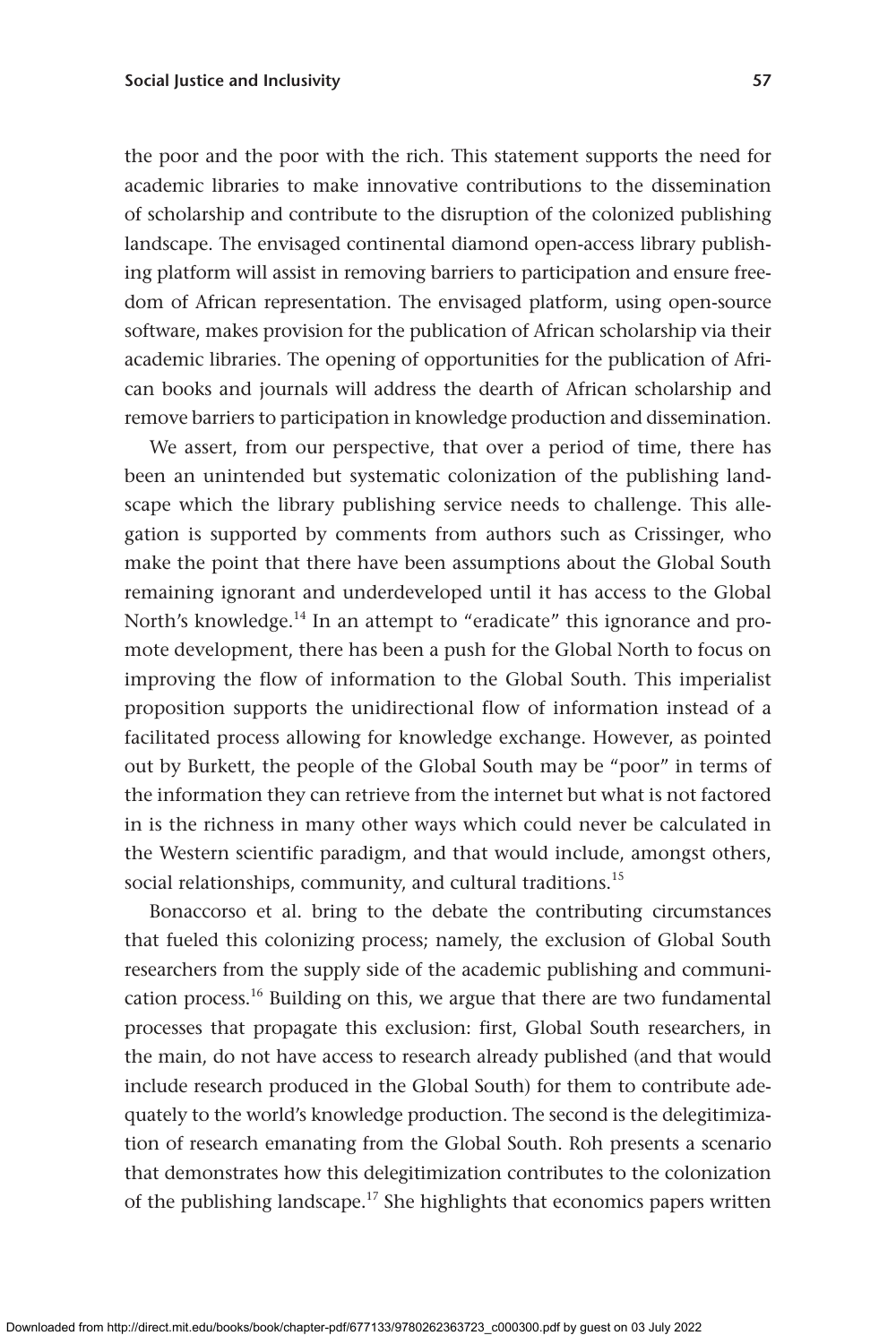the poor and the poor with the rich. This statement supports the need for academic libraries to make innovative contributions to the dissemination of scholarship and contribute to the disruption of the colonized publishing landscape. The envisaged continental diamond open-access library publishing platform will assist in removing barriers to participation and ensure freedom of African representation. The envisaged platform, using open-source software, makes provision for the publication of African scholarship via their academic libraries. The opening of opportunities for the publication of African books and journals will address the dearth of African scholarship and remove barriers to participation in knowledge production and dissemination.

We assert, from our perspective, that over a period of time, there has been an unintended but systematic colonization of the publishing landscape which the library publishing service needs to challenge. This allegation is supported by comments from authors such as Crissinger, who make the point that there have been assumptions about the Global South remaining ignorant and underdeveloped until it has access to the Global North's knowledge.[14] In an attempt to "eradicate" this ignorance and promote development, there has been a push for the Global North to focus on improving the flow of information to the Global South. This imperialist proposition supports the unidirectional flow of information instead of a facilitated process allowing for knowledge exchange. However, as pointed out by Burkett, the people of the Global South may be "poor" in terms of the information they can retrieve from the internet but what is not factored in is the richness in many other ways which could never be calculated in the Western scientific paradigm, and that would include, amongst others, social relationships, community, and cultural traditions.[15]

Bonaccorso et al. bring to the debate the contributing circumstances that fueled this colonizing process; namely, the exclusion of Global South researchers from the supply side of the academic publishing and communication process.[16] Building on this, we argue that there are two fundamental processes that propagate this exclusion: first, Global South researchers, in the main, do not have access to research already published (and that would include research produced in the Global South) for them to contribute adequately to the world's knowledge production. The second is the delegitimization of research emanating from the Global South. Roh presents a scenario that demonstrates how this delegitimization contributes to the colonization of the publishing landscape.[17] She highlights that economics papers written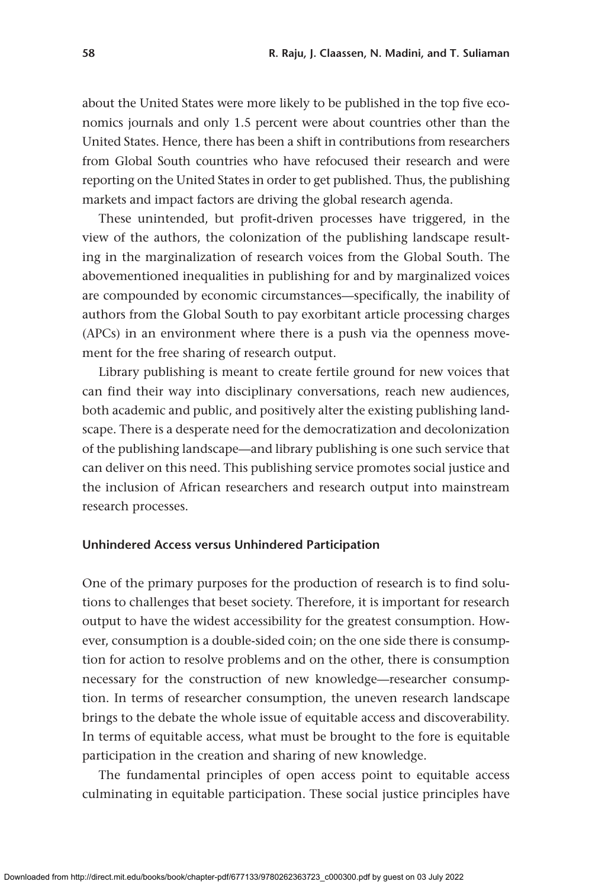about the United States were more likely to be published in the top five economics journals and only 1.5 percent were about countries other than the United States. Hence, there has been a shift in contributions from researchers from Global South countries who have refocused their research and were reporting on the United States in order to get published. Thus, the publishing markets and impact factors are driving the global research agenda.

These unintended, but profit-driven processes have triggered, in the view of the authors, the colonization of the publishing landscape resulting in the marginalization of research voices from the Global South. The abovementioned inequalities in publishing for and by marginalized voices are compounded by economic circumstances—specifically, the inability of authors from the Global South to pay exorbitant article processing charges (APCs) in an environment where there is a push via the openness movement for the free sharing of research output.

Library publishing is meant to create fertile ground for new voices that can find their way into disciplinary conversations, reach new audiences, both academic and public, and positively alter the existing publishing landscape. There is a desperate need for the democratization and decolonization of the publishing landscape—and library publishing is one such service that can deliver on this need. This publishing service promotes social justice and the inclusion of African researchers and research output into mainstream research processes.

### Unhindered Access versus Unhindered Participation

One of the primary purposes for the production of research is to find solutions to challenges that beset society. Therefore, it is important for research output to have the widest accessibility for the greatest consumption. However, consumption is a double-sided coin; on the one side there is consumption for action to resolve problems and on the other, there is consumption necessary for the construction of new knowledge—researcher consumption. In terms of researcher consumption, the uneven research landscape brings to the debate the whole issue of equitable access and discoverability. In terms of equitable access, what must be brought to the fore is equitable participation in the creation and sharing of new knowledge.

The fundamental principles of open access point to equitable access culminating in equitable participation. These social justice principles have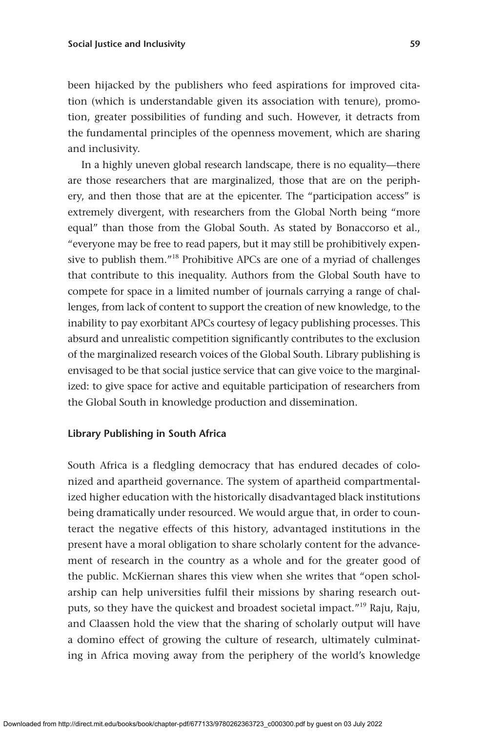been hijacked by the publishers who feed aspirations for improved citation (which is understandable given its association with tenure), promotion, greater possibilities of funding and such. However, it detracts from the fundamental principles of the openness movement, which are sharing and inclusivity.

In a highly uneven global research landscape, there is no equality—there are those researchers that are marginalized, those that are on the periphery, and then those that are at the epicenter. The "participation access" is extremely divergent, with researchers from the Global North being "more equal" than those from the Global South. As stated by Bonaccorso et al., "everyone may be free to read papers, but it may still be prohibitively expensive to publish them."[18] Prohibitive APCs are one of a myriad of challenges that contribute to this inequality. Authors from the Global South have to compete for space in a limited number of journals carrying a range of challenges, from lack of content to support the creation of new knowledge, to the inability to pay exorbitant APCs courtesy of legacy publishing processes. This absurd and unrealistic competition significantly contributes to the exclusion of the marginalized research voices of the Global South. Library publishing is envisaged to be that social justice service that can give voice to the marginalized: to give space for active and equitable participation of researchers from the Global South in knowledge production and dissemination.

### Library Publishing in South Africa

South Africa is a fledgling democracy that has endured decades of colonized and apartheid governance. The system of apartheid compartmentalized higher education with the historically disadvantaged black institutions being dramatically under resourced. We would argue that, in order to counteract the negative effects of this history, advantaged institutions in the present have a moral obligation to share scholarly content for the advancement of research in the country as a whole and for the greater good of the public. McKiernan shares this view when she writes that "open scholarship can help universities fulfil their missions by sharing research outputs, so they have the quickest and broadest societal impact."[19] Raju, Raju, and Claassen hold the view that the sharing of scholarly output will have a domino effect of growing the culture of research, ultimately culminating in Africa moving away from the periphery of the world's knowledge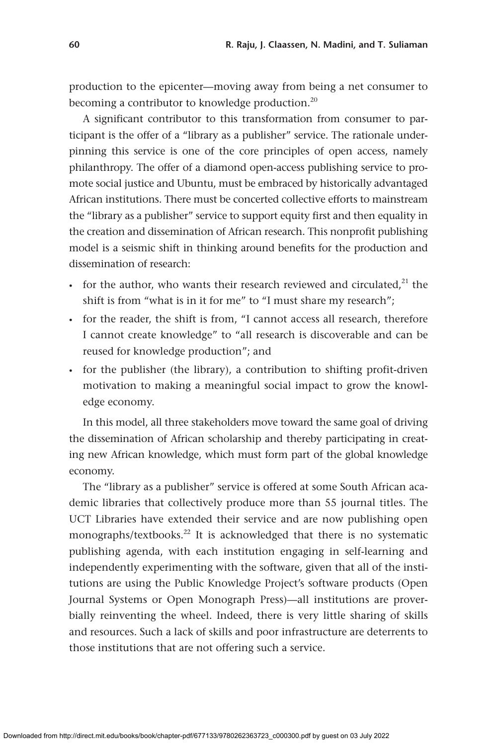production to the epicenter—moving away from being a net consumer to becoming a contributor to knowledge production.[20]

A significant contributor to this transformation from consumer to participant is the offer of a "library as a publisher" service. The rationale underpinning this service is one of the core principles of open access, namely philanthropy. The offer of a diamond open-access publishing service to promote social justice and Ubuntu, must be embraced by historically advantaged African institutions. There must be concerted collective efforts to mainstream the "library as a publisher" service to support equity first and then equality in the creation and dissemination of African research. This nonprofit publishing model is a seismic shift in thinking around benefits for the production and dissemination of research:

- for the author, who wants their research reviewed and circulated,[21] the shift is from "what is in it for me" to "I must share my research";
- for the reader, the shift is from, "I cannot access all research, therefore I cannot create knowledge" to "all research is discoverable and can be reused for knowledge production"; and
- for the publisher (the library), a contribution to shifting profit-driven motivation to making a meaningful social impact to grow the knowledge economy.

In this model, all three stakeholders move toward the same goal of driving the dissemination of African scholarship and thereby participating in creating new African knowledge, which must form part of the global knowledge economy.

The "library as a publisher" service is offered at some South African academic libraries that collectively produce more than 55 journal titles. The UCT Libraries have extended their service and are now publishing open monographs/textbooks.[22] It is acknowledged that there is no systematic publishing agenda, with each institution engaging in self-learning and independently experimenting with the software, given that all of the institutions are using the Public Knowledge Project's software products (Open Journal Systems or Open Monograph Press)—all institutions are proverbially reinventing the wheel. Indeed, there is very little sharing of skills and resources. Such a lack of skills and poor infrastructure are deterrents to those institutions that are not offering such a service.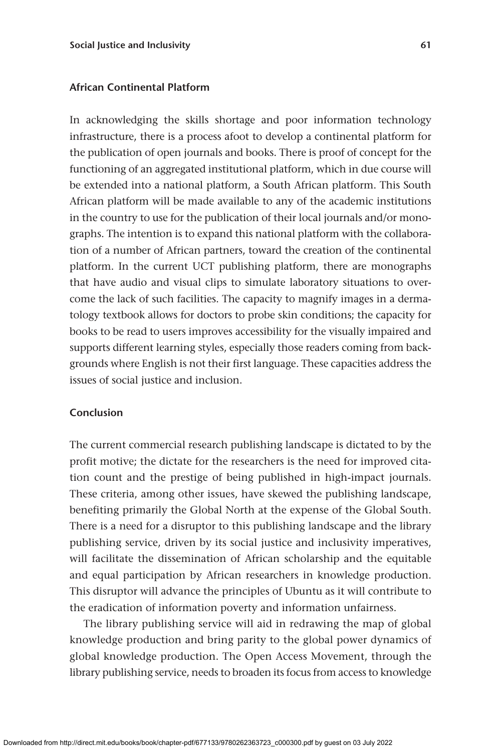### African Continental Platform

In acknowledging the skills shortage and poor information technology infrastructure, there is a process afoot to develop a continental platform for the publication of open journals and books. There is proof of concept for the functioning of an aggregated institutional platform, which in due course will be extended into a national platform, a South African platform. This South African platform will be made available to any of the academic institutions in the country to use for the publication of their local journals and/or monographs. The intention is to expand this national platform with the collaboration of a number of African partners, toward the creation of the continental platform. In the current UCT publishing platform, there are monographs that have audio and visual clips to simulate laboratory situations to overcome the lack of such facilities. The capacity to magnify images in a dermatology textbook allows for doctors to probe skin conditions; the capacity for books to be read to users improves accessibility for the visually impaired and supports different learning styles, especially those readers coming from backgrounds where English is not their first language. These capacities address the issues of social justice and inclusion.

### Conclusion

The current commercial research publishing landscape is dictated to by the profit motive; the dictate for the researchers is the need for improved citation count and the prestige of being published in high-impact journals. These criteria, among other issues, have skewed the publishing landscape, benefiting primarily the Global North at the expense of the Global South. There is a need for a disruptor to this publishing landscape and the library publishing service, driven by its social justice and inclusivity imperatives, will facilitate the dissemination of African scholarship and the equitable and equal participation by African researchers in knowledge production. This disruptor will advance the principles of Ubuntu as it will contribute to the eradication of information poverty and information unfairness.

The library publishing service will aid in redrawing the map of global knowledge production and bring parity to the global power dynamics of global knowledge production. The Open Access Movement, through the library publishing service, needs to broaden its focus from access to knowledge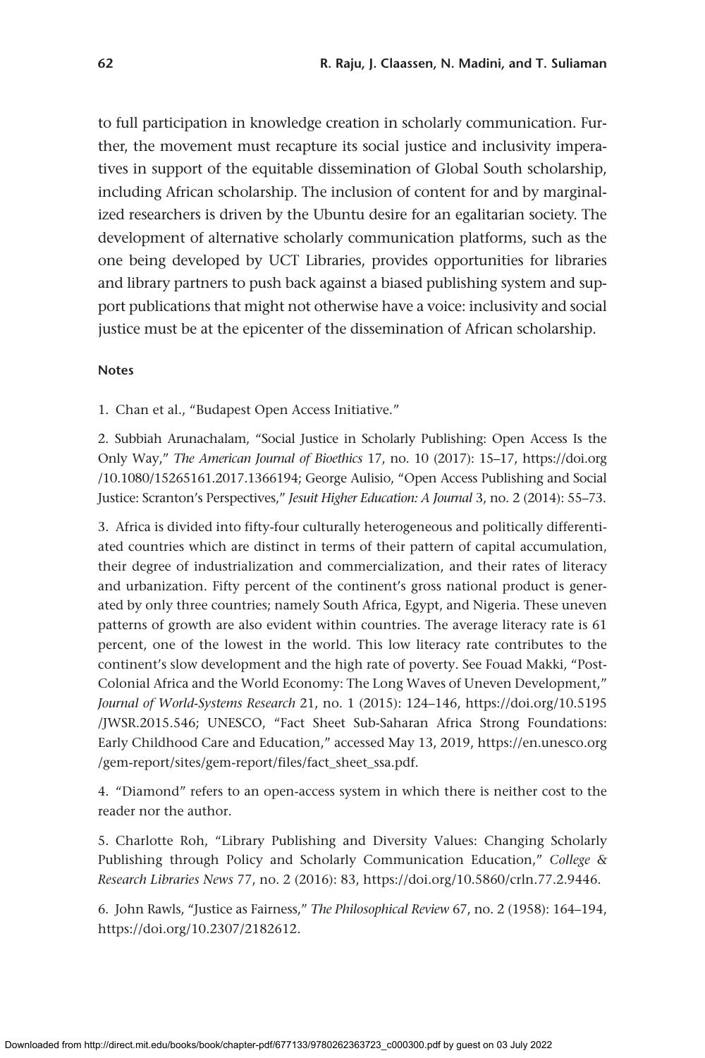to full participation in knowledge creation in scholarly communication. Further, the movement must recapture its social justice and inclusivity imperatives in support of the equitable dissemination of Global South scholarship, including African scholarship. The inclusion of content for and by marginalized researchers is driven by the Ubuntu desire for an egalitarian society. The development of alternative scholarly communication platforms, such as the one being developed by UCT Libraries, provides opportunities for libraries and library partners to push back against a biased publishing system and support publications that might not otherwise have a voice: inclusivity and social justice must be at the epicenter of the dissemination of African scholarship.

#### Notes

1. Chan et al., "Budapest Open Access Initiative."

2. Subbiah Arunachalam, "Social Justice in Scholarly Publishing: Open Access Is the Only Way," *The American Journal of Bioethics* 17, no. 10 (2017): 15–17, https://doi.org/10.1080/15265161.2017.1366194; George Aulisio, "Open Access Publishing and Social Justice: Scranton's Perspectives," *Jesuit Higher Education: A Journal* 3, no. 2 (2014): 55–73.

3. Africa is divided into fifty-four culturally heterogeneous and politically differentiated countries which are distinct in terms of their pattern of capital accumulation, their degree of industrialization and commercialization, and their rates of literacy and urbanization. Fifty percent of the continent's gross national product is generated by only three countries; namely South Africa, Egypt, and Nigeria. These uneven patterns of growth are also evident within countries. The average literacy rate is 61 percent, one of the lowest in the world. This low literacy rate contributes to the continent's slow development and the high rate of poverty. See Fouad Makki, "Post-Colonial Africa and the World Economy: The Long Waves of Uneven Development," *Journal of World-Systems Research* 21, no. 1 (2015): 124–146, https://doi.org/10.5195/JWSR.2015.546; UNESCO, "Fact Sheet Sub-Saharan Africa Strong Foundations: Early Childhood Care and Education," accessed May 13, 2019, https://en.unesco.org/gem-report/sites/gem-report/files/fact_sheet_ssa.pdf.

4. "Diamond" refers to an open-access system in which there is neither cost to the reader nor the author.

5. Charlotte Roh, "Library Publishing and Diversity Values: Changing Scholarly Publishing through Policy and Scholarly Communication Education," *College & Research Libraries News* 77, no. 2 (2016): 83, https://doi.org/10.5860/crln.77.2.9446.

6. John Rawls, "Justice as Fairness," *The Philosophical Review* 67, no. 2 (1958): 164–194, https://doi.org/10.2307/2182612.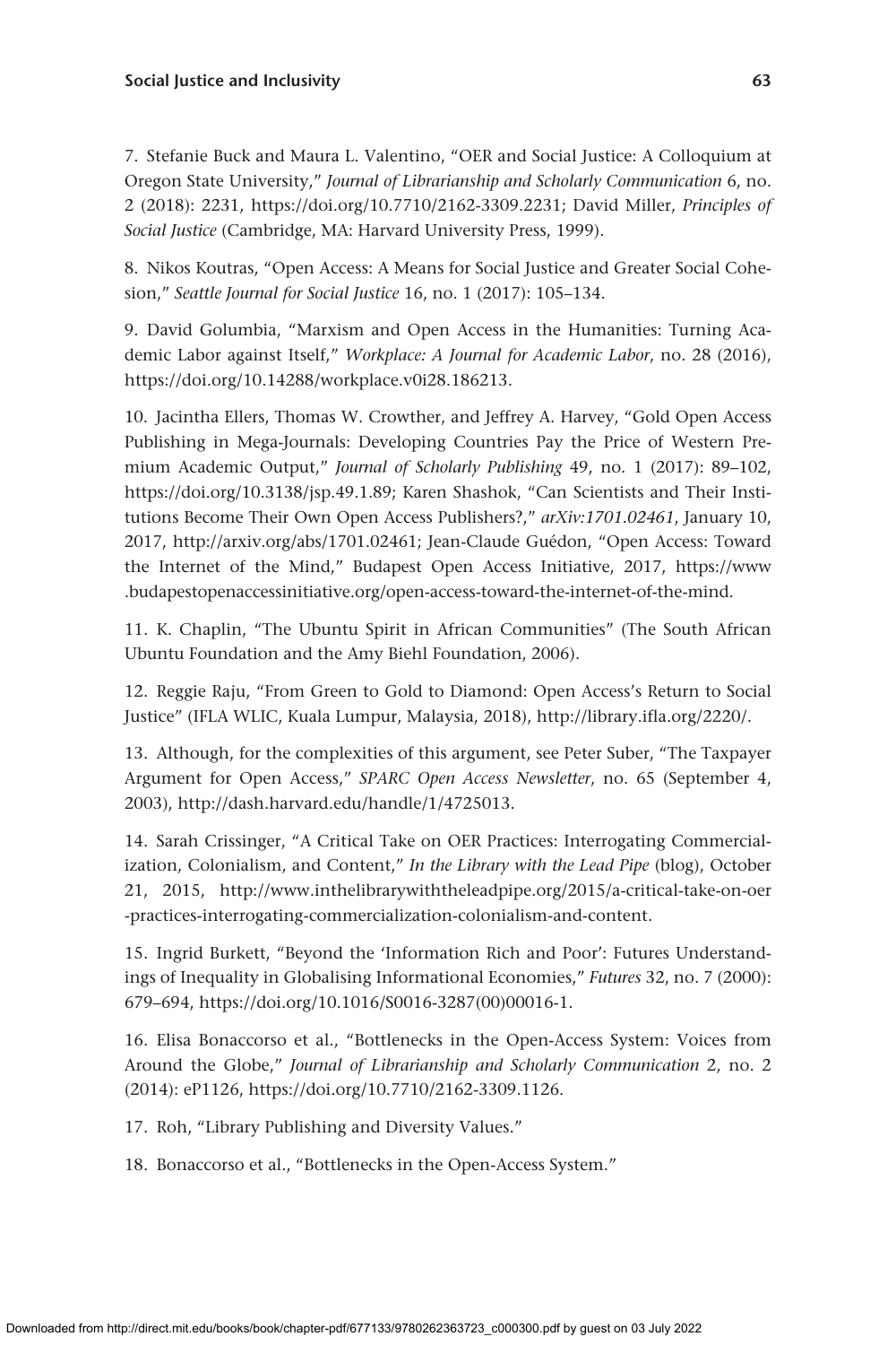7. Stefanie Buck and Maura L. Valentino, "OER and Social Justice: A Colloquium at Oregon State University," *Journal of Librarianship and Scholarly Communication* 6, no. 2 (2018): 2231, https://doi.org/10.7710/2162-3309.2231; David Miller, *Principles of Social Justice* (Cambridge, MA: Harvard University Press, 1999).

8. Nikos Koutras, "Open Access: A Means for Social Justice and Greater Social Cohesion," *Seattle Journal for Social Justice* 16, no. 1 (2017): 105–134.

9. David Golumbia, "Marxism and Open Access in the Humanities: Turning Academic Labor against Itself," *Workplace: A Journal for Academic Labor*, no. 28 (2016), https://doi.org/10.14288/workplace.v0i28.186213.

10. Jacintha Ellers, Thomas W. Crowther, and Jeffrey A. Harvey, "Gold Open Access Publishing in Mega-Journals: Developing Countries Pay the Price of Western Premium Academic Output," *Journal of Scholarly Publishing* 49, no. 1 (2017): 89–102, https://doi.org/10.3138/jsp.49.1.89; Karen Shashok, "Can Scientists and Their Institutions Become Their Own Open Access Publishers?," *arXiv:1701.02461*, January 10, 2017, http://arxiv.org/abs/1701.02461; Jean-Claude Guédon, "Open Access: Toward the Internet of the Mind," Budapest Open Access Initiative, 2017, https://www.budapestopenaccessinitiative.org/open-access-toward-the-internet-of-the-mind.

11. K. Chaplin, "The Ubuntu Spirit in African Communities" (The South African Ubuntu Foundation and the Amy Biehl Foundation, 2006).

12. Reggie Raju, "From Green to Gold to Diamond: Open Access's Return to Social Justice" (IFLA WLIC, Kuala Lumpur, Malaysia, 2018), http://library.ifla.org/2220/.

13. Although, for the complexities of this argument, see Peter Suber, "The Taxpayer Argument for Open Access," *SPARC Open Access Newsletter*, no. 65 (September 4, 2003), http://dash.harvard.edu/handle/1/4725013.

14. Sarah Crissinger, "A Critical Take on OER Practices: Interrogating Commercialization, Colonialism, and Content," *In the Library with the Lead Pipe* (blog), October 21, 2015, http://www.inthelibrarywiththeleadpipe.org/2015/a-critical-take-on-oer-practices-interrogating-commercialization-colonialism-and-content.

15. Ingrid Burkett, "Beyond the 'Information Rich and Poor': Futures Understandings of Inequality in Globalising Informational Economies," *Futures* 32, no. 7 (2000): 679–694, https://doi.org/10.1016/S0016-3287(00)00016-1.

16. Elisa Bonaccorso et al., "Bottlenecks in the Open-Access System: Voices from Around the Globe," *Journal of Librarianship and Scholarly Communication* 2, no. 2 (2014): eP1126, https://doi.org/10.7710/2162-3309.1126.

17. Roh, "Library Publishing and Diversity Values."

18. Bonaccorso et al., "Bottlenecks in the Open-Access System."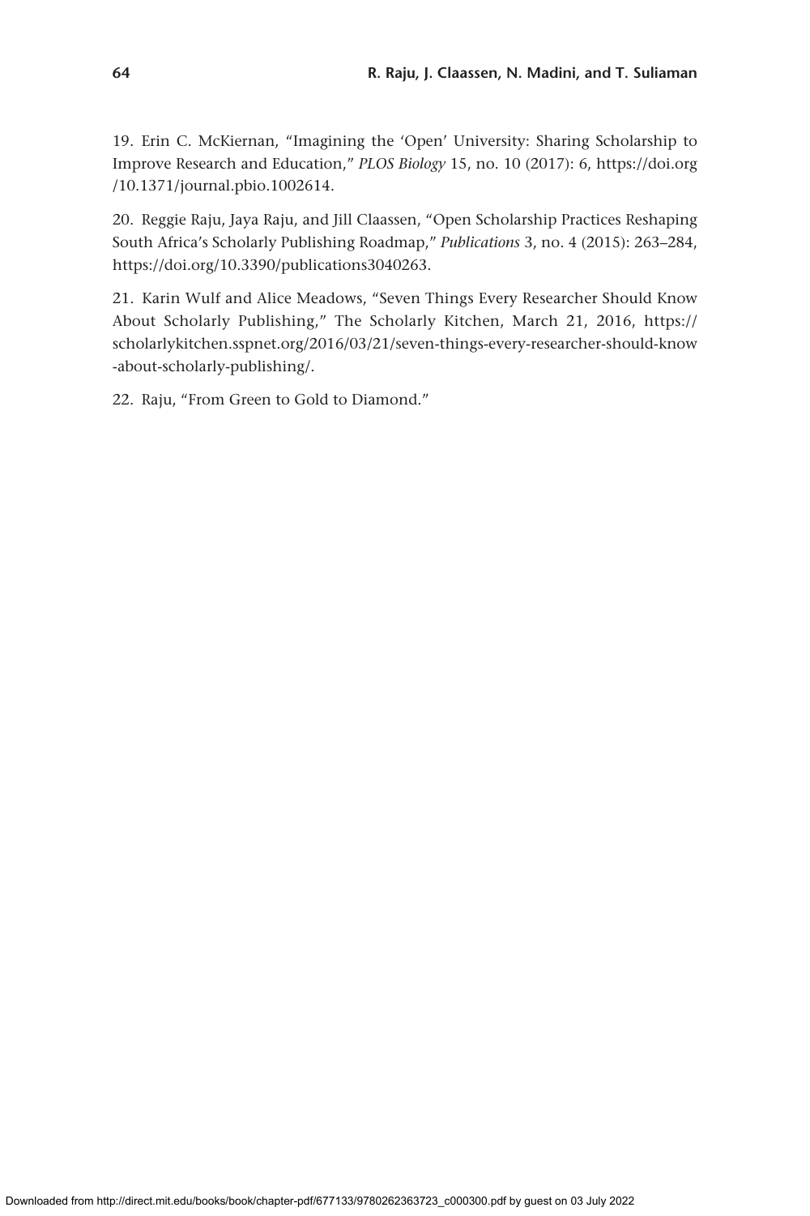19. Erin C. McKiernan, "Imagining the 'Open' University: Sharing Scholarship to Improve Research and Education," *PLOS Biology* 15, no. 10 (2017): 6, https://doi.org/10.1371/journal.pbio.1002614.

20. Reggie Raju, Jaya Raju, and Jill Claassen, "Open Scholarship Practices Reshaping South Africa's Scholarly Publishing Roadmap," *Publications* 3, no. 4 (2015): 263–284, https://doi.org/10.3390/publications3040263.

21. Karin Wulf and Alice Meadows, "Seven Things Every Researcher Should Know About Scholarly Publishing," The Scholarly Kitchen, March 21, 2016, https://scholarlykitchen.sspnet.org/2016/03/21/seven-things-every-researcher-should-know-about-scholarly-publishing/.

22. Raju, "From Green to Gold to Diamond."